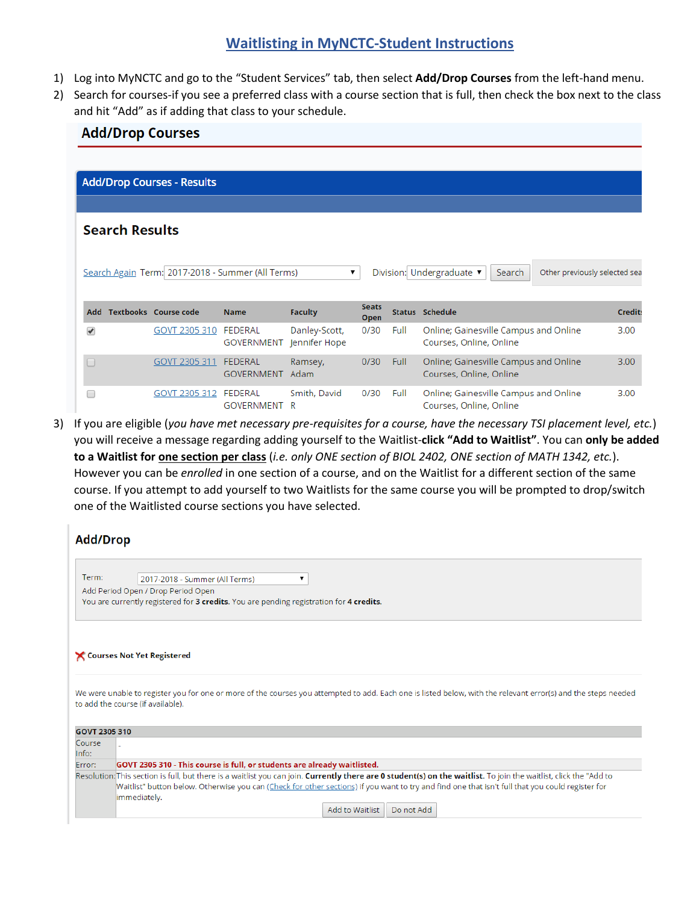# Waitlisting in MyNCTC-Student Instructions

1) Log into MyNCTC and go to the "Student Services" tab, then select **Add/Drop Courses** from the left-hand menu.
2) Search for courses-if you see a preferred class with a course section that is full, then check the box next to the class and hit "Add" as if adding that class to your schedule.

## Add/Drop Courses

**Add/Drop Courses - Results**

### Search Results

Search Again Term: 2017-2018 - Summer (All Terms) Division: Undergraduate Search Other previously selected sea

| Add | Textbooks | Course code | Name | Faculty | Seats Open | Status | Schedule | Credits |
|---|---|---|---|---|---|---|---|---|
| ☑ | | GOVT 2305 310 | FEDERAL GOVERNMENT | Danley-Scott, Jennifer Hope | 0/30 | Full | Online; Gainesville Campus and Online Courses, Online, Online | 3.00 |
| ☐ | | GOVT 2305 311 | FEDERAL GOVERNMENT | Ramsey, Adam | 0/30 | Full | Online; Gainesville Campus and Online Courses, Online, Online | 3.00 |
| ☐ | | GOVT 2305 312 | FEDERAL GOVERNMENT | Smith, David R | 0/30 | Full | Online; Gainesville Campus and Online Courses, Online, Online | 3.00 |

3) If you are eligible (*you have met necessary pre-requisites for a course, have the necessary TSI placement level, etc.*) you will receive a message regarding adding yourself to the Waitlist-**click "Add to Waitlist"**. You can **only be added to a Waitlist for <u>one section per class</u>** (*i.e. only ONE section of BIOL 2402, ONE section of MATH 1342, etc.*). However you can be *enrolled* in one section of a course, and on the Waitlist for a different section of the same course. If you attempt to add yourself to two Waitlists for the same course you will be prompted to drop/switch one of the Waitlisted course sections you have selected.

## Add/Drop

Term: 2017-2018 - Summer (All Terms)
Add Period Open / Drop Period Open
You are currently registered for **3 credits.** You are pending registration for **4 credits.**

**Courses Not Yet Registered**

We were unable to register you for one or more of the courses you attempted to add. Each one is listed below, with the relevant error(s) and the steps needed to add the course (if available).

| GOVT 2305 310 | |
|---|---|
| Course Info: | - |
| Error: | **GOVT 2305 310 - This course is full, or students are already waitlisted.** |
| Resolution: | This section is full, but there is a waitlist you can join. **Currently there are 0 student(s) on the waitlist.** To join the waitlist, click the "Add to Waitlist" button below. Otherwise you can (Check for other sections) if you want to try and find one that isn't full that you could register for immediately. [Add to Waitlist] [Do not Add] |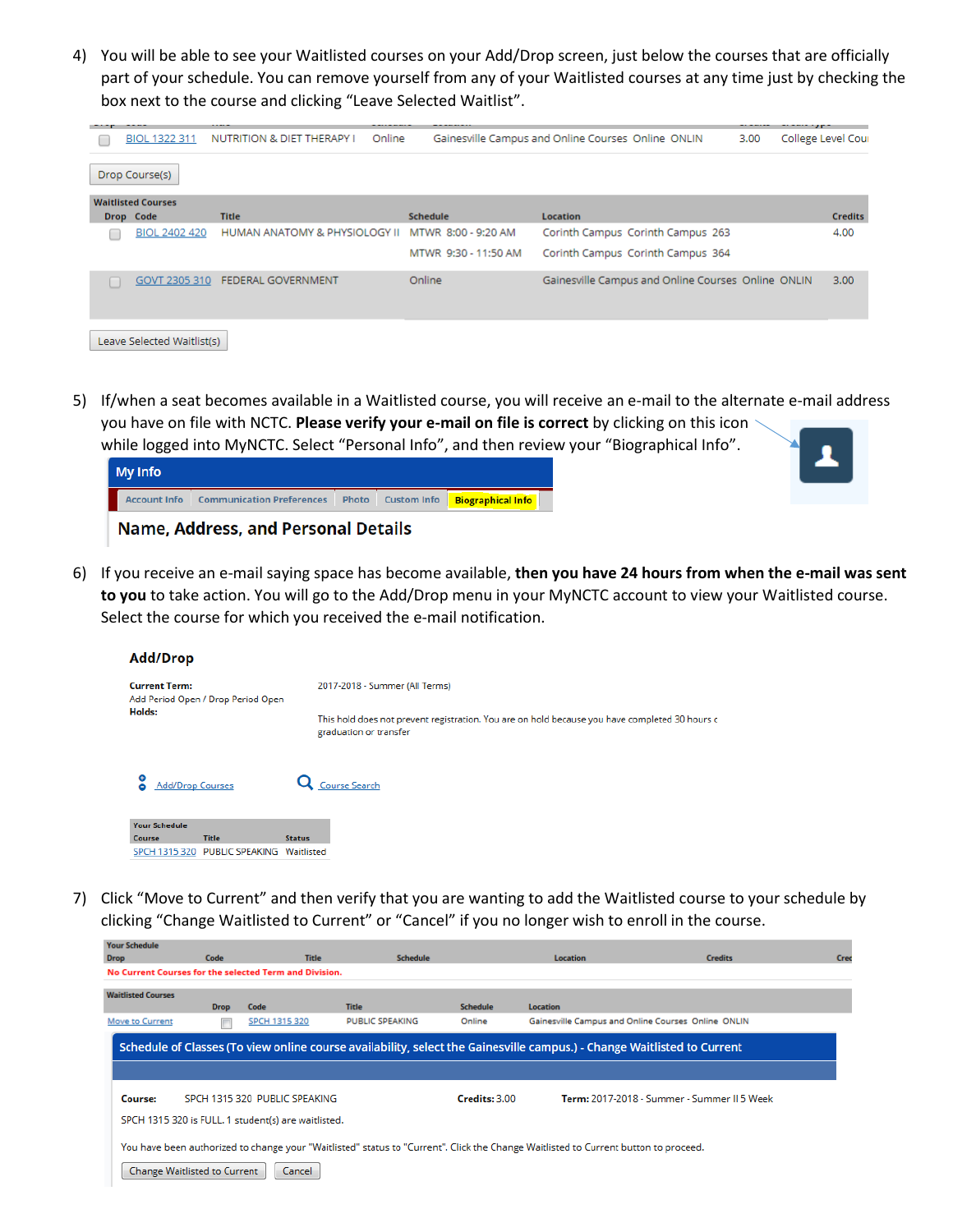4) You will be able to see your Waitlisted courses on your Add/Drop screen, just below the courses that are officially part of your schedule. You can remove yourself from any of your Waitlisted courses at any time just by checking the box next to the course and clicking "Leave Selected Waitlist".

| | | | | | |
|---|---|---|---|---|---|
| ☐ BIOL 1322 311 | NUTRITION & DIET THERAPY I | Online | Gainesville Campus and Online Courses Online ONLIN | 3.00 | College Level Cou |

Drop Course(s)

**Waitlisted Courses**

| Drop | Code | Title | Schedule | Location | Credits |
|---|---|---|---|---|---|
| ☐ | BIOL 2402 420 | HUMAN ANATOMY & PHYSIOLOGY II | MTWR 8:00 - 9:20 AM | Corinth Campus Corinth Campus 263 | 4.00 |
| | | | MTWR 9:30 - 11:50 AM | Corinth Campus Corinth Campus 364 | |
| ☐ | GOVT 2305 310 | FEDERAL GOVERNMENT | Online | Gainesville Campus and Online Courses Online ONLIN | 3.00 |

Leave Selected Waitlist(s)

5) If/when a seat becomes available in a Waitlisted course, you will receive an e-mail to the alternate e-mail address you have on file with NCTC. **Please verify your e-mail on file is correct** by clicking on this icon while logged into MyNCTC. Select "Personal Info", and then review your "Biographical Info".

**My Info**

Account Info | Communication Preferences | Photo | Custom Info | Biographical Info

**Name, Address, and Personal Details**

6) If you receive an e-mail saying space has become available, **then you have 24 hours from when the e-mail was sent to you** to take action. You will go to the Add/Drop menu in your MyNCTC account to view your Waitlisted course. Select the course for which you received the e-mail notification.

**Add/Drop**

**Current Term:** 2017-2018 - Summer (All Terms)
Add Period Open / Drop Period Open
**Holds:** This hold does not prevent registration. You are on hold because you have completed 30 hours c graduation or transfer

Add/Drop Courses | Course Search

**Your Schedule**

| Course | Title | Status |
|---|---|---|
| SPCH 1315 320 | PUBLIC SPEAKING | Waitlisted |

7) Click "Move to Current" and then verify that you are wanting to add the Waitlisted course to your schedule by clicking "Change Waitlisted to Current" or "Cancel" if you no longer wish to enroll in the course.

**Your Schedule**

| Drop | Code | Title | Schedule | Location | Credits | Cred |
|---|---|---|---|---|---|---|

No Current Courses for the selected Term and Division.

**Waitlisted Courses**

| | Drop | Code | Title | Schedule | Location |
|---|---|---|---|---|---|
| Move to Current | ☐ | SPCH 1315 320 | PUBLIC SPEAKING | Online | Gainesville Campus and Online Courses Online ONLIN |

**Schedule of Classes (To view online course availability, select the Gainesville campus.) - Change Waitlisted to Current**

**Course:** SPCH 1315 320 PUBLIC SPEAKING **Credits:** 3.00 **Term:** 2017-2018 - Summer - Summer II 5 Week

SPCH 1315 320 is FULL. 1 student(s) are waitlisted.

You have been authorized to change your "Waitlisted" status to "Current". Click the Change Waitlisted to Current button to proceed.

Change Waitlisted to Current | Cancel